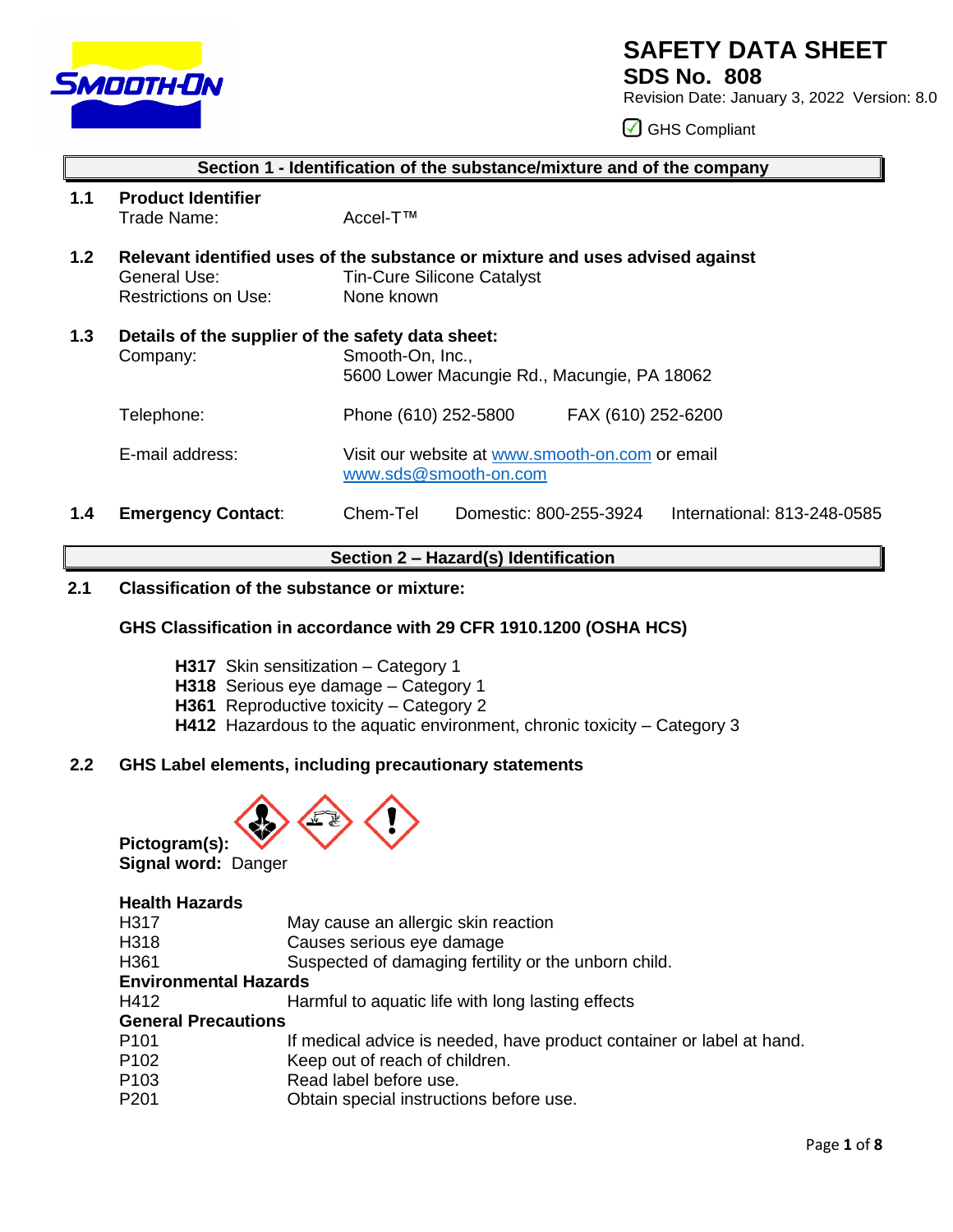# SAFETY DATA SHEET

## SDS No. 808

Revision Date: January 3, 2022 Version: 8.0

GHS Compliant

## Section 1 - Identification of the substance/mixture and of the company

**1.1 Product Identifier**

Trade Name: Accel-T™

**1.2 Relevant identified uses of the substance or mixture and uses advised against**

General Use: Tin-Cure Silicone Catalyst

Restrictions on Use: None known

**1.3 Details of the supplier of the safety data sheet:**

Company: Smooth-On, Inc.,
5600 Lower Macungie Rd., Macungie, PA 18062

Telephone: Phone (610) 252-5800 FAX (610) 252-6200

E-mail address: Visit our website at www.smooth-on.com or email www.sds@smooth-on.com

**1.4 Emergency Contact:** Chem-Tel Domestic: 800-255-3924 International: 813-248-0585

## Section 2 – Hazard(s) Identification

**2.1 Classification of the substance or mixture:**

**GHS Classification in accordance with 29 CFR 1910.1200 (OSHA HCS)**

- **H317** Skin sensitization – Category 1
- **H318** Serious eye damage – Category 1
- **H361** Reproductive toxicity – Category 2
- **H412** Hazardous to the aquatic environment, chronic toxicity – Category 3

**2.2 GHS Label elements, including precautionary statements**

**Pictogram(s):**

**Signal word:** Danger

**Health Hazards**

| | |
|---|---|
| H317 | May cause an allergic skin reaction |
| H318 | Causes serious eye damage |
| H361 | Suspected of damaging fertility or the unborn child. |

**Environmental Hazards**

| | |
|---|---|
| H412 | Harmful to aquatic life with long lasting effects |

**General Precautions**

| | |
|---|---|
| P101 | If medical advice is needed, have product container or label at hand. |
| P102 | Keep out of reach of children. |
| P103 | Read label before use. |
| P201 | Obtain special instructions before use. |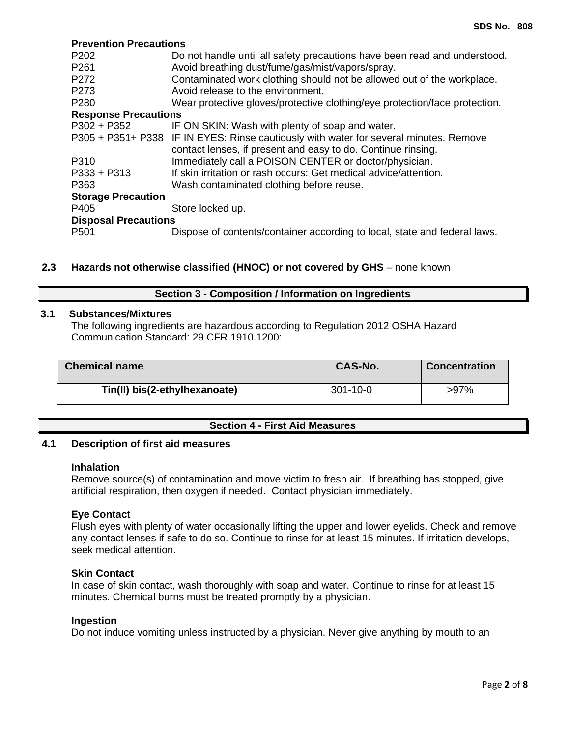**Prevention Precautions**

| | |
|---|---|
| P202 | Do not handle until all safety precautions have been read and understood. |
| P261 | Avoid breathing dust/fume/gas/mist/vapors/spray. |
| P272 | Contaminated work clothing should not be allowed out of the workplace. |
| P273 | Avoid release to the environment. |
| P280 | Wear protective gloves/protective clothing/eye protection/face protection. |

**Response Precautions**

| | |
|---|---|
| P302 + P352 | IF ON SKIN: Wash with plenty of soap and water. |
| P305 + P351+ P338 | IF IN EYES: Rinse cautiously with water for several minutes. Remove contact lenses, if present and easy to do. Continue rinsing. |
| P310 | Immediately call a POISON CENTER or doctor/physician. |
| P333 + P313 | If skin irritation or rash occurs: Get medical advice/attention. |
| P363 | Wash contaminated clothing before reuse. |

**Storage Precaution**

| | |
|---|---|
| P405 | Store locked up. |

**Disposal Precautions**

| | |
|---|---|
| P501 | Dispose of contents/container according to local, state and federal laws. |

**2.3 Hazards not otherwise classified (HNOC) or not covered by GHS** – none known

## Section 3 - Composition / Information on Ingredients

**3.1 Substances/Mixtures**

The following ingredients are hazardous according to Regulation 2012 OSHA Hazard Communication Standard: 29 CFR 1910.1200:

| Chemical name | CAS-No. | Concentration |
|---|---|---|
| **Tin(II) bis(2-ethylhexanoate)** | 301-10-0 | >97% |

## Section 4 - First Aid Measures

**4.1 Description of first aid measures**

**Inhalation**

Remove source(s) of contamination and move victim to fresh air. If breathing has stopped, give artificial respiration, then oxygen if needed. Contact physician immediately.

**Eye Contact**

Flush eyes with plenty of water occasionally lifting the upper and lower eyelids. Check and remove any contact lenses if safe to do so. Continue to rinse for at least 15 minutes. If irritation develops, seek medical attention.

**Skin Contact**

In case of skin contact, wash thoroughly with soap and water. Continue to rinse for at least 15 minutes. Chemical burns must be treated promptly by a physician.

**Ingestion**

Do not induce vomiting unless instructed by a physician. Never give anything by mouth to an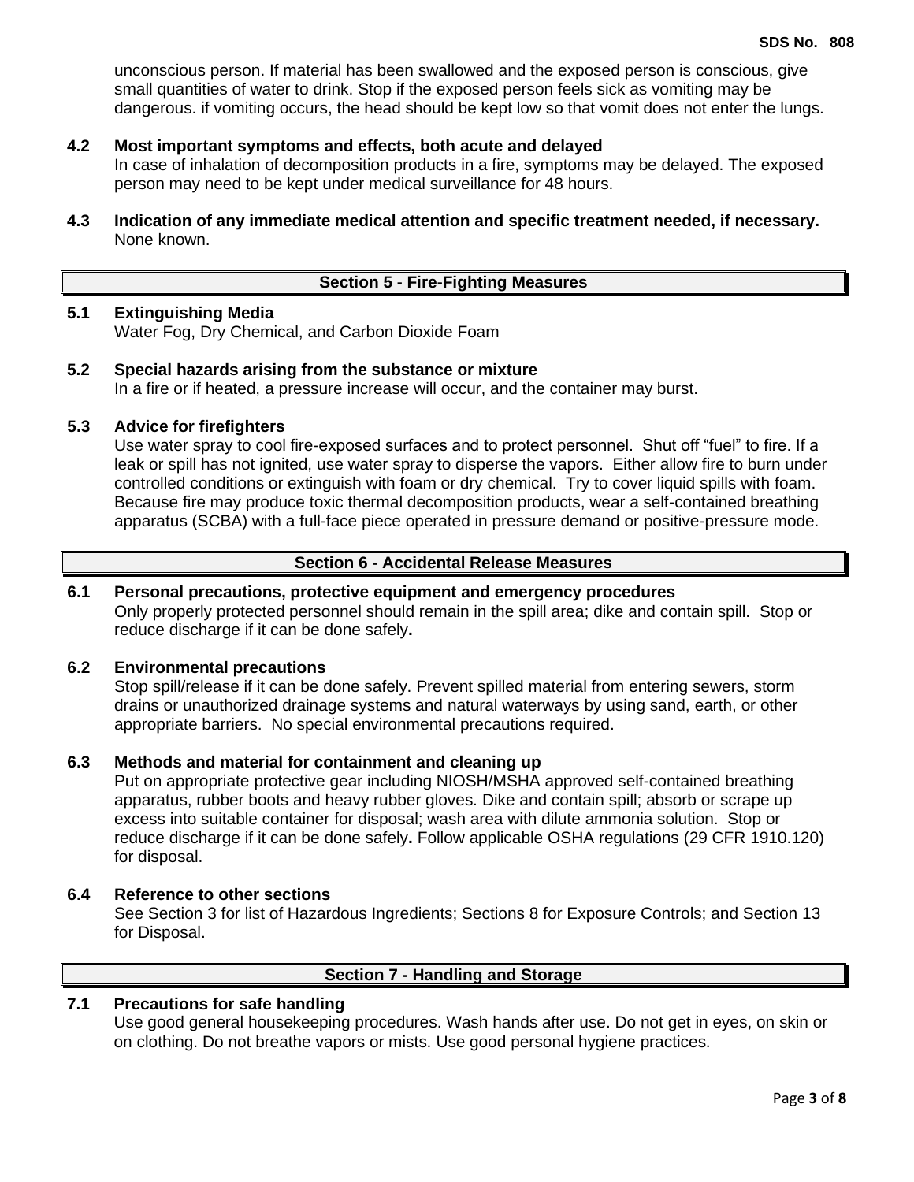unconscious person. If material has been swallowed and the exposed person is conscious, give small quantities of water to drink. Stop if the exposed person feels sick as vomiting may be dangerous. if vomiting occurs, the head should be kept low so that vomit does not enter the lungs.

**4.2 Most important symptoms and effects, both acute and delayed**

In case of inhalation of decomposition products in a fire, symptoms may be delayed. The exposed person may need to be kept under medical surveillance for 48 hours.

**4.3 Indication of any immediate medical attention and specific treatment needed, if necessary.**

None known.

## Section 5 - Fire-Fighting Measures

**5.1 Extinguishing Media**

Water Fog, Dry Chemical, and Carbon Dioxide Foam

**5.2 Special hazards arising from the substance or mixture**

In a fire or if heated, a pressure increase will occur, and the container may burst.

**5.3 Advice for firefighters**

Use water spray to cool fire-exposed surfaces and to protect personnel. Shut off "fuel" to fire. If a leak or spill has not ignited, use water spray to disperse the vapors. Either allow fire to burn under controlled conditions or extinguish with foam or dry chemical. Try to cover liquid spills with foam. Because fire may produce toxic thermal decomposition products, wear a self-contained breathing apparatus (SCBA) with a full-face piece operated in pressure demand or positive-pressure mode.

## Section 6 - Accidental Release Measures

**6.1 Personal precautions, protective equipment and emergency procedures**

Only properly protected personnel should remain in the spill area; dike and contain spill. Stop or reduce discharge if it can be done safely**.**

**6.2 Environmental precautions**

Stop spill/release if it can be done safely. Prevent spilled material from entering sewers, storm drains or unauthorized drainage systems and natural waterways by using sand, earth, or other appropriate barriers. No special environmental precautions required.

**6.3 Methods and material for containment and cleaning up**

Put on appropriate protective gear including NIOSH/MSHA approved self-contained breathing apparatus, rubber boots and heavy rubber gloves. Dike and contain spill; absorb or scrape up excess into suitable container for disposal; wash area with dilute ammonia solution. Stop or reduce discharge if it can be done safely**.** Follow applicable OSHA regulations (29 CFR 1910.120) for disposal.

**6.4 Reference to other sections**

See Section 3 for list of Hazardous Ingredients; Sections 8 for Exposure Controls; and Section 13 for Disposal.

## Section 7 - Handling and Storage

**7.1 Precautions for safe handling**

Use good general housekeeping procedures. Wash hands after use. Do not get in eyes, on skin or on clothing. Do not breathe vapors or mists. Use good personal hygiene practices.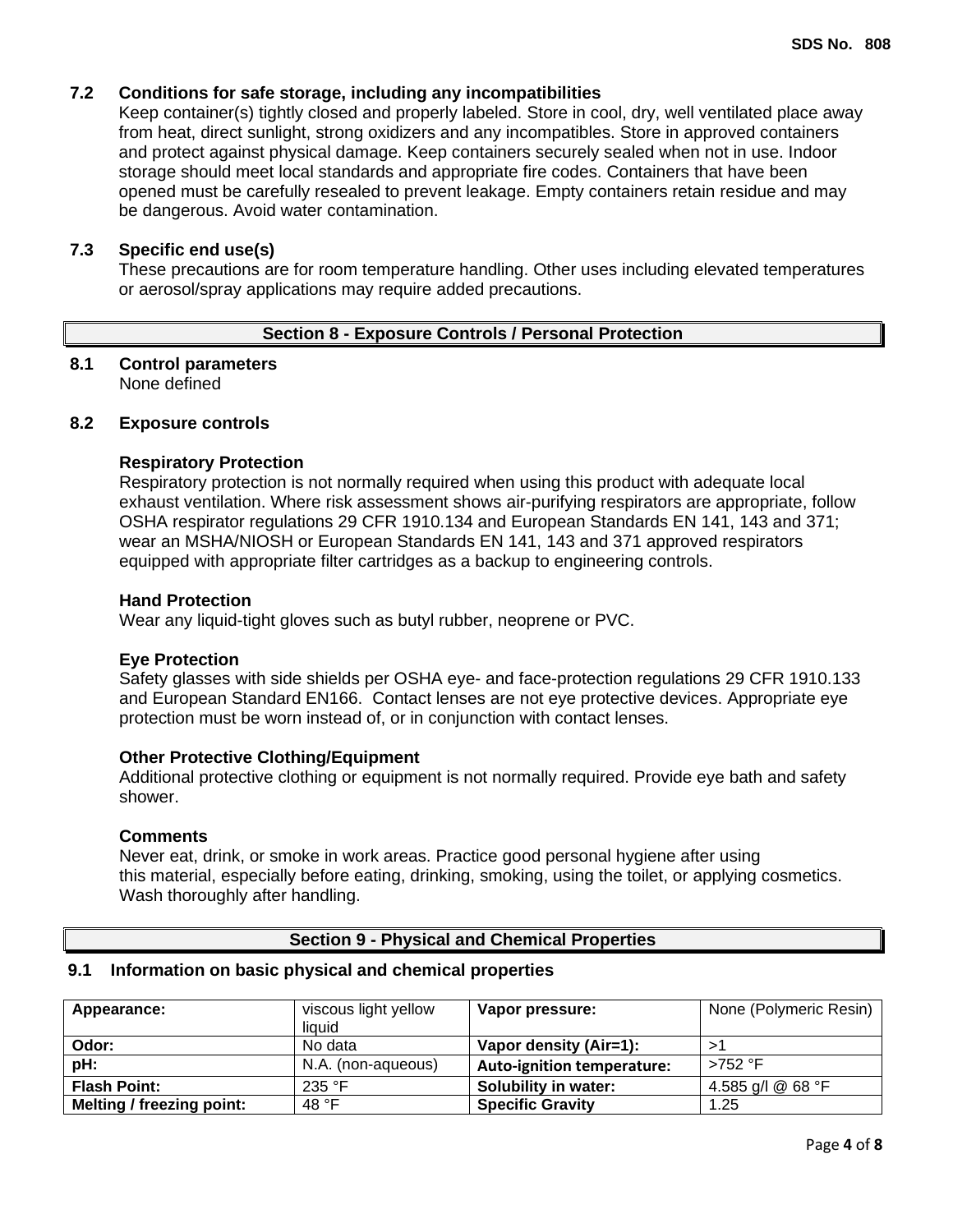### 7.2 Conditions for safe storage, including any incompatibilities

Keep container(s) tightly closed and properly labeled. Store in cool, dry, well ventilated place away from heat, direct sunlight, strong oxidizers and any incompatibles. Store in approved containers and protect against physical damage. Keep containers securely sealed when not in use. Indoor storage should meet local standards and appropriate fire codes. Containers that have been opened must be carefully resealed to prevent leakage. Empty containers retain residue and may be dangerous. Avoid water contamination.

### 7.3 Specific end use(s)

These precautions are for room temperature handling. Other uses including elevated temperatures or aerosol/spray applications may require added precautions.

## Section 8 - Exposure Controls / Personal Protection

### 8.1 Control parameters

None defined

### 8.2 Exposure controls

**Respiratory Protection**

Respiratory protection is not normally required when using this product with adequate local exhaust ventilation. Where risk assessment shows air-purifying respirators are appropriate, follow OSHA respirator regulations 29 CFR 1910.134 and European Standards EN 141, 143 and 371; wear an MSHA/NIOSH or European Standards EN 141, 143 and 371 approved respirators equipped with appropriate filter cartridges as a backup to engineering controls.

**Hand Protection**

Wear any liquid-tight gloves such as butyl rubber, neoprene or PVC.

**Eye Protection**

Safety glasses with side shields per OSHA eye- and face-protection regulations 29 CFR 1910.133 and European Standard EN166. Contact lenses are not eye protective devices. Appropriate eye protection must be worn instead of, or in conjunction with contact lenses.

**Other Protective Clothing/Equipment**

Additional protective clothing or equipment is not normally required. Provide eye bath and safety shower.

**Comments**

Never eat, drink, or smoke in work areas. Practice good personal hygiene after using this material, especially before eating, drinking, smoking, using the toilet, or applying cosmetics. Wash thoroughly after handling.

## Section 9 - Physical and Chemical Properties

### 9.1 Information on basic physical and chemical properties

| **Appearance:** | viscous light yellow liquid | **Vapor pressure:** | None (Polymeric Resin) |
|---|---|---|---|
| **Odor:** | No data | **Vapor density (Air=1):** | >1 |
| **pH:** | N.A. (non-aqueous) | **Auto-ignition temperature:** | >752 °F |
| **Flash Point:** | 235 °F | **Solubility in water:** | 4.585 g/l @ 68 °F |
| **Melting / freezing point:** | 48 °F | **Specific Gravity** | 1.25 |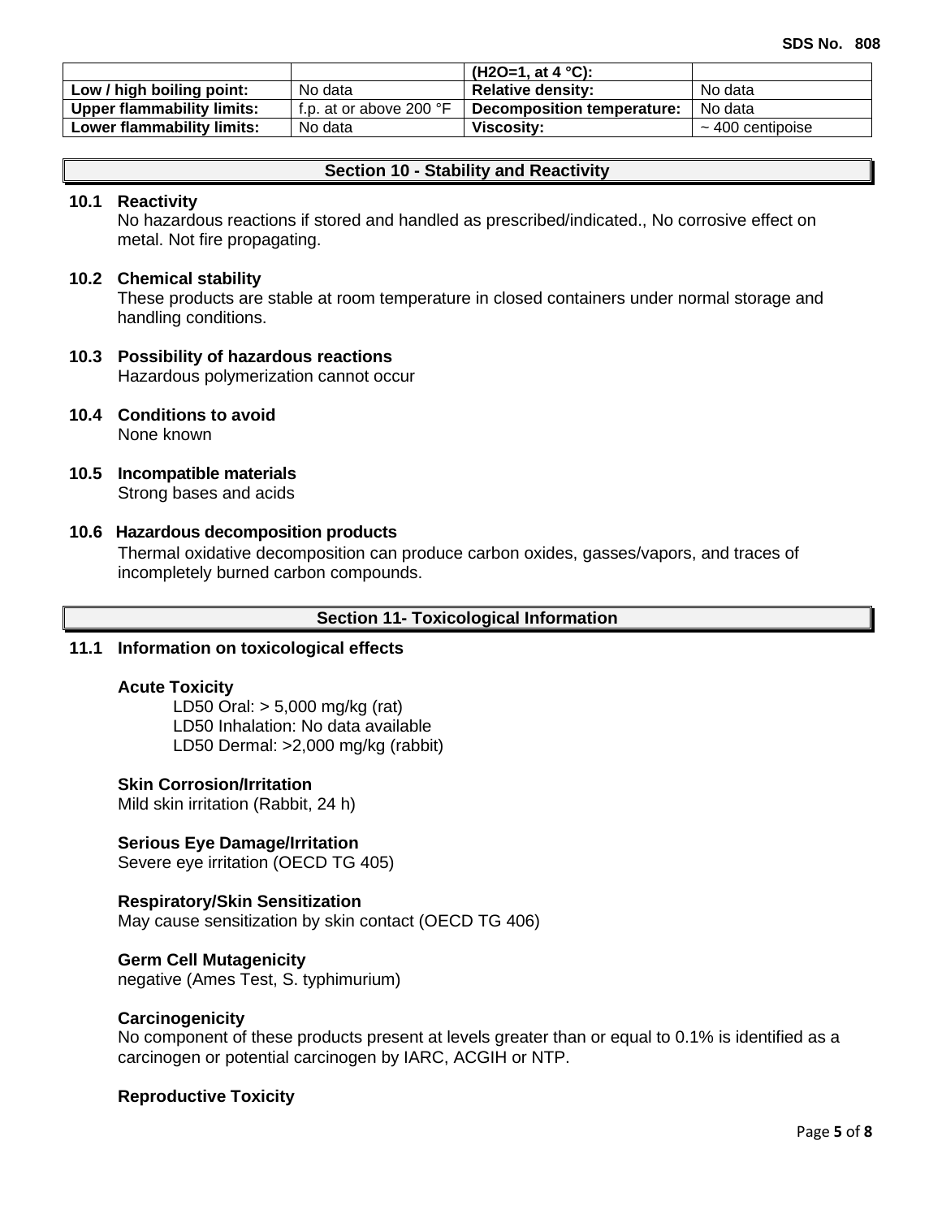| | | (H2O=1, at 4 °C): | |
|---|---|---|---|
| **Low / high boiling point:** | No data | **Relative density:** | No data |
| **Upper flammability limits:** | f.p. at or above 200 °F | **Decomposition temperature:** | No data |
| **Lower flammability limits:** | No data | **Viscosity:** | ~ 400 centipoise |

## Section 10 - Stability and Reactivity

**10.1 Reactivity**

No hazardous reactions if stored and handled as prescribed/indicated., No corrosive effect on metal. Not fire propagating.

**10.2 Chemical stability**

These products are stable at room temperature in closed containers under normal storage and handling conditions.

**10.3 Possibility of hazardous reactions**

Hazardous polymerization cannot occur

**10.4 Conditions to avoid**

None known

**10.5 Incompatible materials**

Strong bases and acids

**10.6 Hazardous decomposition products**

Thermal oxidative decomposition can produce carbon oxides, gasses/vapors, and traces of incompletely burned carbon compounds.

## Section 11- Toxicological Information

**11.1 Information on toxicological effects**

**Acute Toxicity**

LD50 Oral: > 5,000 mg/kg (rat)
LD50 Inhalation: No data available
LD50 Dermal: >2,000 mg/kg (rabbit)

**Skin Corrosion/Irritation**

Mild skin irritation (Rabbit, 24 h)

**Serious Eye Damage/Irritation**

Severe eye irritation (OECD TG 405)

**Respiratory/Skin Sensitization**

May cause sensitization by skin contact (OECD TG 406)

**Germ Cell Mutagenicity**

negative (Ames Test, S. typhimurium)

**Carcinogenicity**

No component of these products present at levels greater than or equal to 0.1% is identified as a carcinogen or potential carcinogen by IARC, ACGIH or NTP.

**Reproductive Toxicity**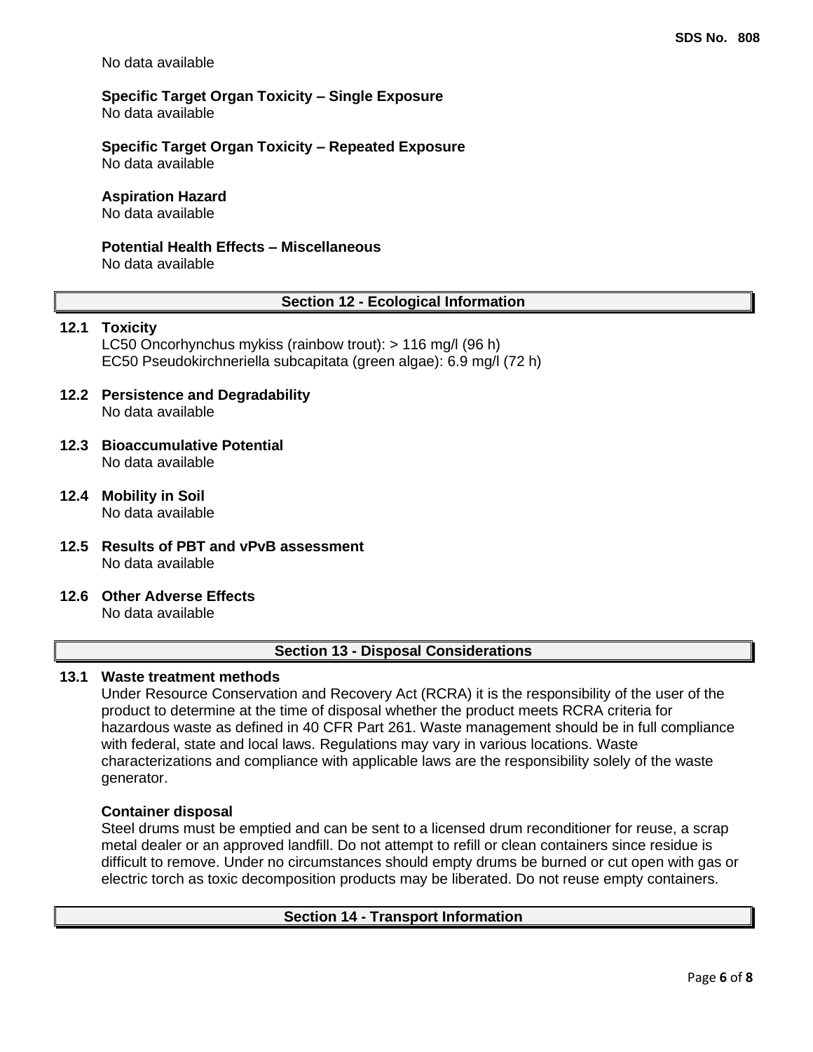No data available

**Specific Target Organ Toxicity – Single Exposure**
No data available

**Specific Target Organ Toxicity – Repeated Exposure**
No data available

**Aspiration Hazard**
No data available

**Potential Health Effects – Miscellaneous**
No data available

## Section 12 - Ecological Information

### 12.1 Toxicity

LC50 Oncorhynchus mykiss (rainbow trout): > 116 mg/l (96 h)
EC50 Pseudokirchneriella subcapitata (green algae): 6.9 mg/l (72 h)

### 12.2 Persistence and Degradability

No data available

### 12.3 Bioaccumulative Potential

No data available

### 12.4 Mobility in Soil

No data available

### 12.5 Results of PBT and vPvB assessment

No data available

### 12.6 Other Adverse Effects

No data available

## Section 13 - Disposal Considerations

### 13.1 Waste treatment methods

Under Resource Conservation and Recovery Act (RCRA) it is the responsibility of the user of the product to determine at the time of disposal whether the product meets RCRA criteria for hazardous waste as defined in 40 CFR Part 261. Waste management should be in full compliance with federal, state and local laws. Regulations may vary in various locations. Waste characterizations and compliance with applicable laws are the responsibility solely of the waste generator.

**Container disposal**
Steel drums must be emptied and can be sent to a licensed drum reconditioner for reuse, a scrap metal dealer or an approved landfill. Do not attempt to refill or clean containers since residue is difficult to remove. Under no circumstances should empty drums be burned or cut open with gas or electric torch as toxic decomposition products may be liberated. Do not reuse empty containers.

## Section 14 - Transport Information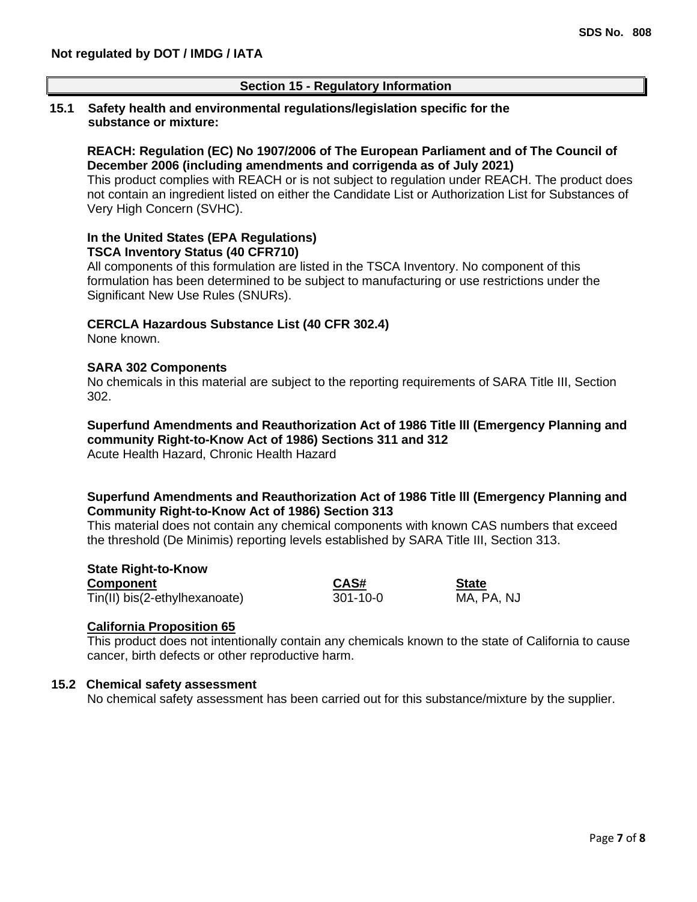**Not regulated by DOT / IMDG / IATA**

## Section 15 - Regulatory Information

**15.1 Safety health and environmental regulations/legislation specific for the substance or mixture:**

**REACH: Regulation (EC) No 1907/2006 of The European Parliament and of The Council of December 2006 (including amendments and corrigenda as of July 2021)**
This product complies with REACH or is not subject to regulation under REACH. The product does not contain an ingredient listed on either the Candidate List or Authorization List for Substances of Very High Concern (SVHC).

**In the United States (EPA Regulations)**
**TSCA Inventory Status (40 CFR710)**
All components of this formulation are listed in the TSCA Inventory. No component of this formulation has been determined to be subject to manufacturing or use restrictions under the Significant New Use Rules (SNURs).

**CERCLA Hazardous Substance List (40 CFR 302.4)**
None known.

**SARA 302 Components**
No chemicals in this material are subject to the reporting requirements of SARA Title III, Section 302.

**Superfund Amendments and Reauthorization Act of 1986 Title lll (Emergency Planning and community Right-to-Know Act of 1986) Sections 311 and 312**
Acute Health Hazard, Chronic Health Hazard

**Superfund Amendments and Reauthorization Act of 1986 Title lll (Emergency Planning and Community Right-to-Know Act of 1986) Section 313**
This material does not contain any chemical components with known CAS numbers that exceed the threshold (De Minimis) reporting levels established by SARA Title III, Section 313.

**State Right-to-Know**

| Component | CAS# | State |
|---|---|---|
| Tin(II) bis(2-ethylhexanoate) | 301-10-0 | MA, PA, NJ |

**California Proposition 65**
This product does not intentionally contain any chemicals known to the state of California to cause cancer, birth defects or other reproductive harm.

**15.2 Chemical safety assessment**
No chemical safety assessment has been carried out for this substance/mixture by the supplier.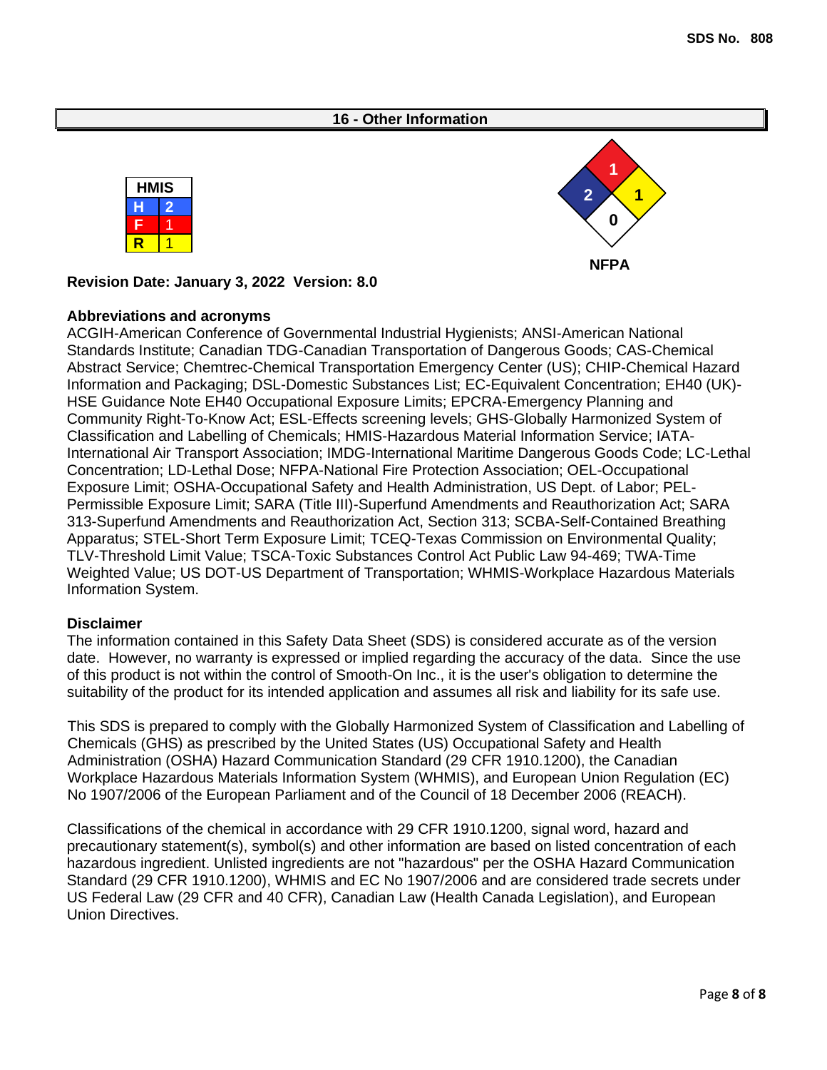## 16 - Other Information

| HMIS | |
|---|---|
| H | 2 |
| F | 1 |
| R | 1 |

NFPA
1
2
1
0

**Revision Date: January 3, 2022  Version: 8.0**

**Abbreviations and acronyms**

ACGIH-American Conference of Governmental Industrial Hygienists; ANSI-American National Standards Institute; Canadian TDG-Canadian Transportation of Dangerous Goods; CAS-Chemical Abstract Service; Chemtrec-Chemical Transportation Emergency Center (US); CHIP-Chemical Hazard Information and Packaging; DSL-Domestic Substances List; EC-Equivalent Concentration; EH40 (UK)-HSE Guidance Note EH40 Occupational Exposure Limits; EPCRA-Emergency Planning and Community Right-To-Know Act; ESL-Effects screening levels; GHS-Globally Harmonized System of Classification and Labelling of Chemicals; HMIS-Hazardous Material Information Service; IATA-International Air Transport Association; IMDG-International Maritime Dangerous Goods Code; LC-Lethal Concentration; LD-Lethal Dose; NFPA-National Fire Protection Association; OEL-Occupational Exposure Limit; OSHA-Occupational Safety and Health Administration, US Dept. of Labor; PEL-Permissible Exposure Limit; SARA (Title III)-Superfund Amendments and Reauthorization Act; SARA 313-Superfund Amendments and Reauthorization Act, Section 313; SCBA-Self-Contained Breathing Apparatus; STEL-Short Term Exposure Limit; TCEQ-Texas Commission on Environmental Quality; TLV-Threshold Limit Value; TSCA-Toxic Substances Control Act Public Law 94-469; TWA-Time Weighted Value; US DOT-US Department of Transportation; WHMIS-Workplace Hazardous Materials Information System.

**Disclaimer**

The information contained in this Safety Data Sheet (SDS) is considered accurate as of the version date. However, no warranty is expressed or implied regarding the accuracy of the data. Since the use of this product is not within the control of Smooth-On Inc., it is the user's obligation to determine the suitability of the product for its intended application and assumes all risk and liability for its safe use.

This SDS is prepared to comply with the Globally Harmonized System of Classification and Labelling of Chemicals (GHS) as prescribed by the United States (US) Occupational Safety and Health Administration (OSHA) Hazard Communication Standard (29 CFR 1910.1200), the Canadian Workplace Hazardous Materials Information System (WHMIS), and European Union Regulation (EC) No 1907/2006 of the European Parliament and of the Council of 18 December 2006 (REACH).

Classifications of the chemical in accordance with 29 CFR 1910.1200, signal word, hazard and precautionary statement(s), symbol(s) and other information are based on listed concentration of each hazardous ingredient. Unlisted ingredients are not "hazardous" per the OSHA Hazard Communication Standard (29 CFR 1910.1200), WHMIS and EC No 1907/2006 and are considered trade secrets under US Federal Law (29 CFR and 40 CFR), Canadian Law (Health Canada Legislation), and European Union Directives.